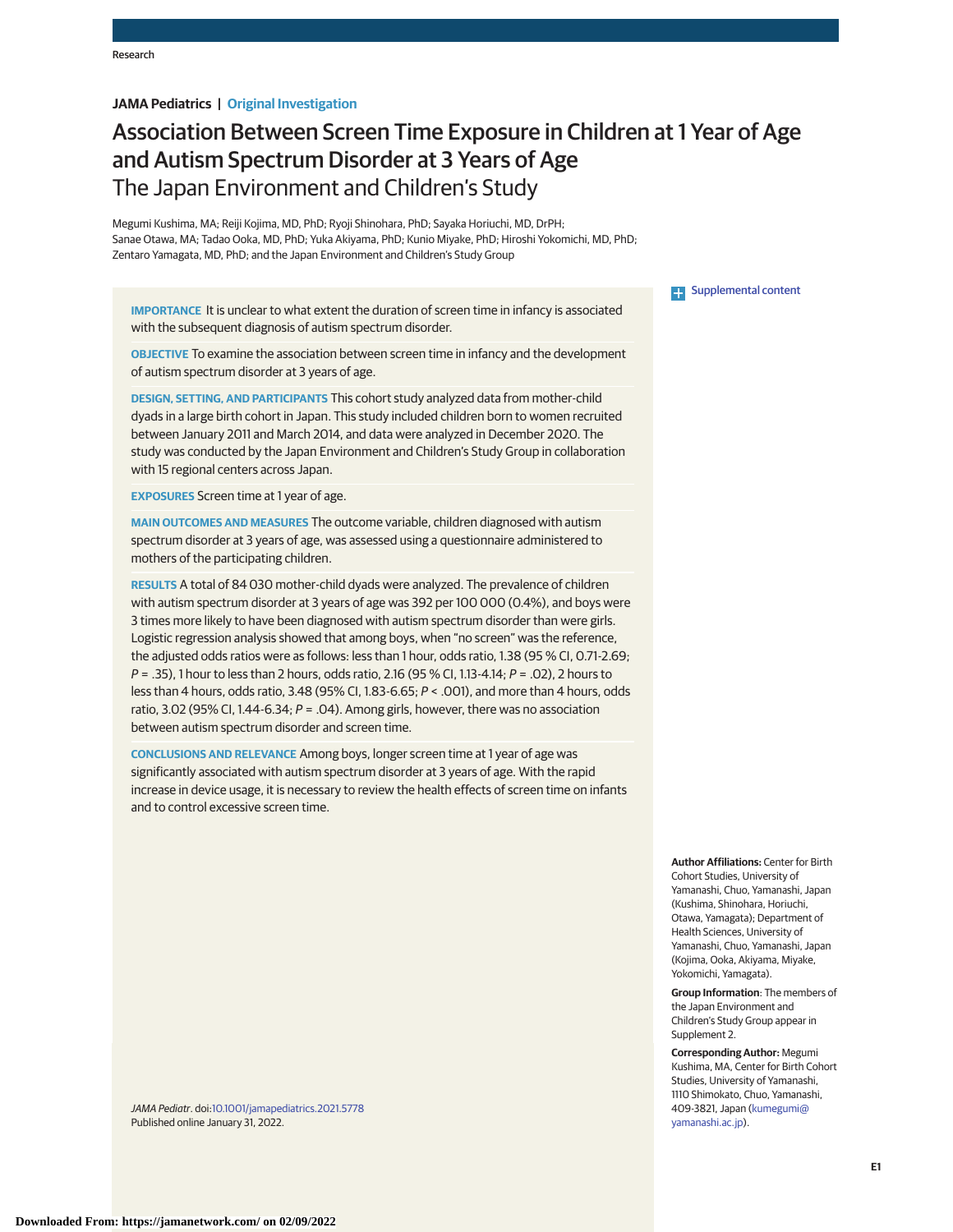JAMA Pediatrics | Original Investigation

# Association Between Screen Time Exposure in Children at 1 Year of Age and Autism Spectrum Disorder at 3 Years of Age
## The Japan Environment and Children's Study

Megumi Kushima, MA; Reiji Kojima, MD, PhD; Ryoji Shinohara, PhD; Sayaka Horiuchi, MD, DrPH; Sanae Otawa, MA; Tadao Ooka, MD, PhD; Yuka Akiyama, PhD; Kunio Miyake, PhD; Hiroshi Yokomichi, MD, PhD; Zentaro Yamagata, MD, PhD; and the Japan Environment and Children's Study Group

Supplemental content

**IMPORTANCE** It is unclear to what extent the duration of screen time in infancy is associated with the subsequent diagnosis of autism spectrum disorder.

**OBJECTIVE** To examine the association between screen time in infancy and the development of autism spectrum disorder at 3 years of age.

**DESIGN, SETTING, AND PARTICIPANTS** This cohort study analyzed data from mother-child dyads in a large birth cohort in Japan. This study included children born to women recruited between January 2011 and March 2014, and data were analyzed in December 2020. The study was conducted by the Japan Environment and Children's Study Group in collaboration with 15 regional centers across Japan.

**EXPOSURES** Screen time at 1 year of age.

**MAIN OUTCOMES AND MEASURES** The outcome variable, children diagnosed with autism spectrum disorder at 3 years of age, was assessed using a questionnaire administered to mothers of the participating children.

**RESULTS** A total of 84 030 mother-child dyads were analyzed. The prevalence of children with autism spectrum disorder at 3 years of age was 392 per 100 000 (0.4%), and boys were 3 times more likely to have been diagnosed with autism spectrum disorder than were girls. Logistic regression analysis showed that among boys, when "no screen" was the reference, the adjusted odds ratios were as follows: less than 1 hour, odds ratio, 1.38 (95 % CI, 0.71-2.69; *P* = .35), 1 hour to less than 2 hours, odds ratio, 2.16 (95 % CI, 1.13-4.14; *P* = .02), 2 hours to less than 4 hours, odds ratio, 3.48 (95% CI, 1.83-6.65; *P* < .001), and more than 4 hours, odds ratio, 3.02 (95% CI, 1.44-6.34; *P* = .04). Among girls, however, there was no association between autism spectrum disorder and screen time.

**CONCLUSIONS AND RELEVANCE** Among boys, longer screen time at 1 year of age was significantly associated with autism spectrum disorder at 3 years of age. With the rapid increase in device usage, it is necessary to review the health effects of screen time on infants and to control excessive screen time.

*JAMA Pediatr*. doi:10.1001/jamapediatrics.2021.5778
Published online January 31, 2022.

**Author Affiliations:** Center for Birth Cohort Studies, University of Yamanashi, Chuo, Yamanashi, Japan (Kushima, Shinohara, Horiuchi, Otawa, Yamagata); Department of Health Sciences, University of Yamanashi, Chuo, Yamanashi, Japan (Kojima, Ooka, Akiyama, Miyake, Yokomichi, Yamagata).

**Group Information**: The members of the Japan Environment and Children's Study Group appear in Supplement 2.

**Corresponding Author:** Megumi Kushima, MA, Center for Birth Cohort Studies, University of Yamanashi, 1110 Shimokato, Chuo, Yamanashi, 409-3821, Japan (kumegumi@yamanashi.ac.jp).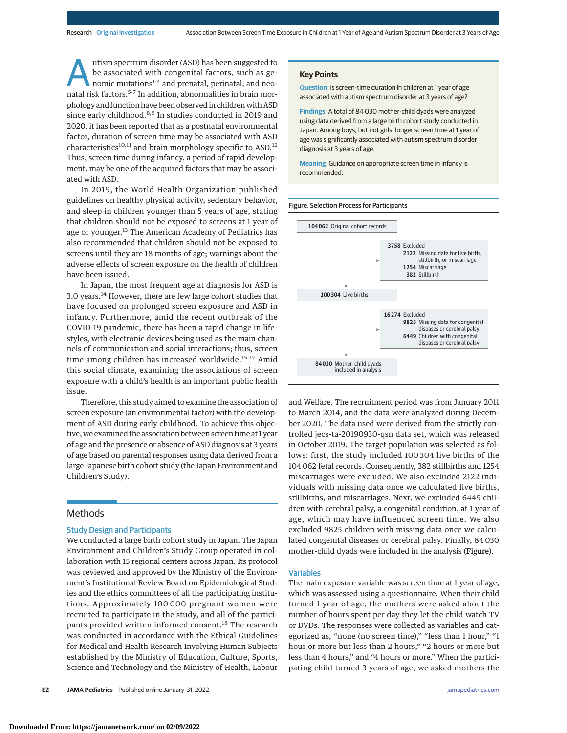Autism spectrum disorder (ASD) has been suggested to be associated with congenital factors, such as genomic mutations[1-4] and prenatal, perinatal, and neonatal risk factors.[5-7] In addition, abnormalities in brain morphology and function have been observed in children with ASD since early childhood.[8,9] In studies conducted in 2019 and 2020, it has been reported that as a postnatal environmental factor, duration of screen time may be associated with ASD characteristics[10,11] and brain morphology specific to ASD.[12] Thus, screen time during infancy, a period of rapid development, may be one of the acquired factors that may be associated with ASD.

In 2019, the World Health Organization published guidelines on healthy physical activity, sedentary behavior, and sleep in children younger than 5 years of age, stating that children should not be exposed to screens at 1 year of age or younger.[13] The American Academy of Pediatrics has also recommended that children should not be exposed to screens until they are 18 months of age; warnings about the adverse effects of screen exposure on the health of children have been issued.

In Japan, the most frequent age at diagnosis for ASD is 3.0 years.[14] However, there are few large cohort studies that have focused on prolonged screen exposure and ASD in infancy. Furthermore, amid the recent outbreak of the COVID-19 pandemic, there has been a rapid change in lifestyles, with electronic devices being used as the main channels of communication and social interactions; thus, screen time among children has increased worldwide.[15-17] Amid this social climate, examining the associations of screen exposure with a child's health is an important public health issue.

Therefore, this study aimed to examine the association of screen exposure (an environmental factor) with the development of ASD during early childhood. To achieve this objective, we examined the association between screen time at 1 year of age and the presence or absence of ASD diagnosis at 3 years of age based on parental responses using data derived from a large Japanese birth cohort study (the Japan Environment and Children's Study).

**Key Points**

**Question** Is screen-time duration in children at 1 year of age associated with autism spectrum disorder at 3 years of age?

**Findings** A total of 84 030 mother-child dyads were analyzed using data derived from a large birth cohort study conducted in Japan. Among boys, but not girls, longer screen time at 1 year of age was significantly associated with autism spectrum disorder diagnosis at 3 years of age.

**Meaning** Guidance on appropriate screen time in infancy is recommended.

## Methods

### Study Design and Participants

We conducted a large birth cohort study in Japan. The Japan Environment and Children's Study Group operated in collaboration with 15 regional centers across Japan. Its protocol was reviewed and approved by the Ministry of the Environment's Institutional Review Board on Epidemiological Studies and the ethics committees of all the participating institutions. Approximately 100 000 pregnant women were recruited to participate in the study, and all of the participants provided written informed consent.[18] The research was conducted in accordance with the Ethical Guidelines for Medical and Health Research Involving Human Subjects established by the Ministry of Education, Culture, Sports, Science and Technology and the Ministry of Health, Labour and Welfare. The recruitment period was from January 2011 to March 2014, and the data were analyzed during December 2020. The data used were derived from the strictly controlled jecs-ta-20190930-qsn data set, which was released in October 2019. The target population was selected as follows: first, the study included 100 304 live births of the 104 062 fetal records. Consequently, 382 stillbirths and 1254 miscarriages were excluded. We also excluded 2122 individuals with missing data once we calculated live births, stillbirths, and miscarriages. Next, we excluded 6449 children with cerebral palsy, a congenital condition, at 1 year of age, which may have influenced screen time. We also excluded 9825 children with missing data once we calculated congenital diseases or cerebral palsy. Finally, 84 030 mother-child dyads were included in the analysis (Figure).

Figure. Selection Process for Participants

- **104 062** Original cohort records
  - **3758** Excluded
    - **2122** Missing data for live birth, stillbirth, or miscarriage
    - **1254** Miscarriage
    - **382** Stillbirth
- **100 304** Live births
  - **16 274** Excluded
    - **9825** Missing data for congenital diseases or cerebral palsy
    - **6449** Children with congenital diseases or cerebral palsy
- **84 030** Mother-child dyads included in analysis

### Variables

The main exposure variable was screen time at 1 year of age, which was assessed using a questionnaire. When their child turned 1 year of age, the mothers were asked about the number of hours spent per day they let the child watch TV or DVDs. The responses were collected as variables and categorized as, "none (no screen time)," "less than 1 hour," "1 hour or more but less than 2 hours," "2 hours or more but less than 4 hours," and "4 hours or more." When the participating child turned 3 years of age, we asked mothers the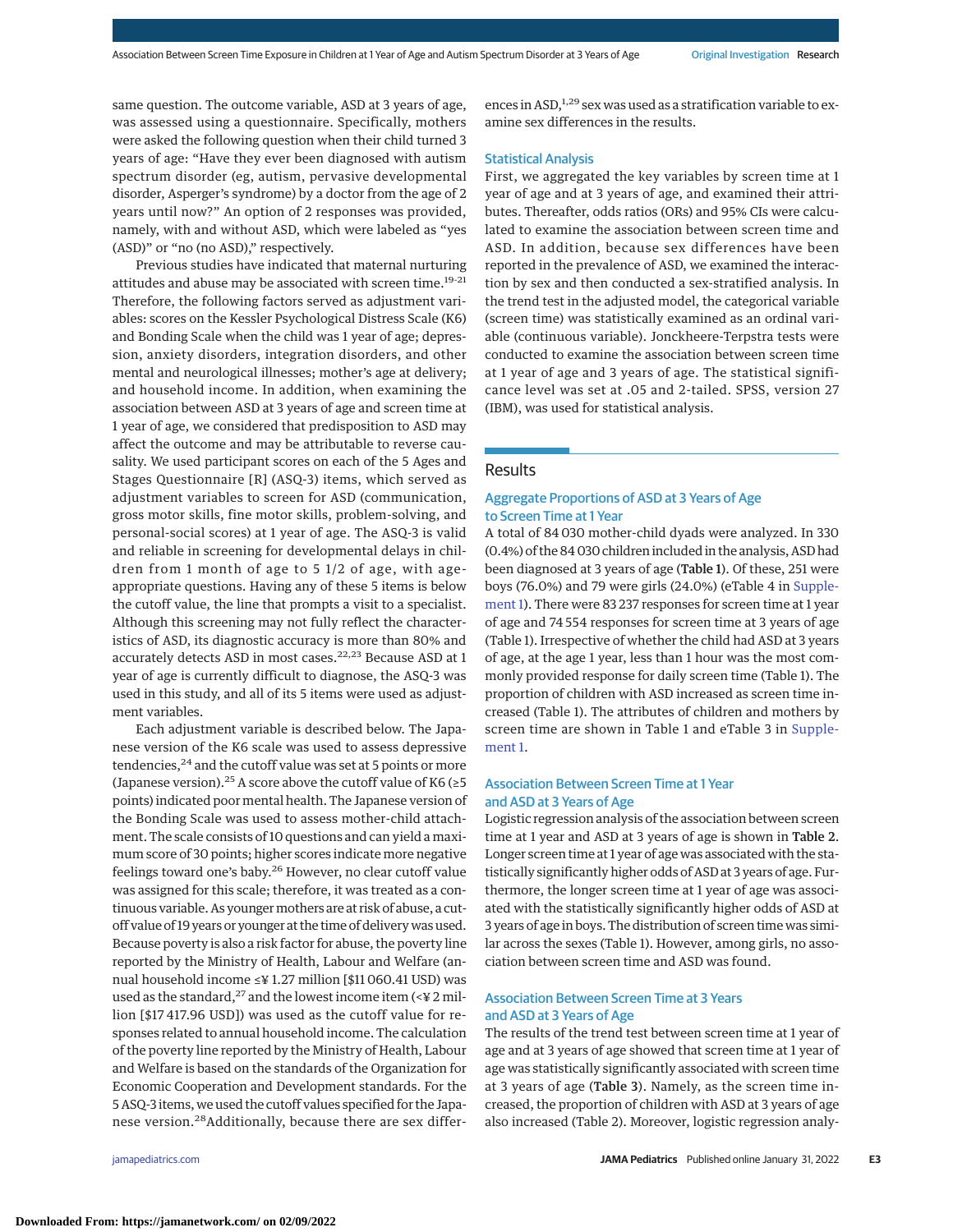same question. The outcome variable, ASD at 3 years of age, was assessed using a questionnaire. Specifically, mothers were asked the following question when their child turned 3 years of age: "Have they ever been diagnosed with autism spectrum disorder (eg, autism, pervasive developmental disorder, Asperger's syndrome) by a doctor from the age of 2 years until now?" An option of 2 responses was provided, namely, with and without ASD, which were labeled as "yes (ASD)" or "no (no ASD)," respectively.

Previous studies have indicated that maternal nurturing attitudes and abuse may be associated with screen time.[19-21] Therefore, the following factors served as adjustment variables: scores on the Kessler Psychological Distress Scale (K6) and Bonding Scale when the child was 1 year of age; depression, anxiety disorders, integration disorders, and other mental and neurological illnesses; mother's age at delivery; and household income. In addition, when examining the association between ASD at 3 years of age and screen time at 1 year of age, we considered that predisposition to ASD may affect the outcome and may be attributable to reverse causality. We used participant scores on each of the 5 Ages and Stages Questionnaire [R] (ASQ-3) items, which served as adjustment variables to screen for ASD (communication, gross motor skills, fine motor skills, problem-solving, and personal-social scores) at 1 year of age. The ASQ-3 is valid and reliable in screening for developmental delays in children from 1 month of age to 5 1/2 of age, with age-appropriate questions. Having any of these 5 items is below the cutoff value, the line that prompts a visit to a specialist. Although this screening may not fully reflect the characteristics of ASD, its diagnostic accuracy is more than 80% and accurately detects ASD in most cases.[22,23] Because ASD at 1 year of age is currently difficult to diagnose, the ASQ-3 was used in this study, and all of its 5 items were used as adjustment variables.

Each adjustment variable is described below. The Japanese version of the K6 scale was used to assess depressive tendencies,[24] and the cutoff value was set at 5 points or more (Japanese version).[25] A score above the cutoff value of K6 (≥5 points) indicated poor mental health. The Japanese version of the Bonding Scale was used to assess mother-child attachment. The scale consists of 10 questions and can yield a maximum score of 30 points; higher scores indicate more negative feelings toward one's baby.[26] However, no clear cutoff value was assigned for this scale; therefore, it was treated as a continuous variable. As younger mothers are at risk of abuse, a cutoff value of 19 years or younger at the time of delivery was used. Because poverty is also a risk factor for abuse, the poverty line reported by the Ministry of Health, Labour and Welfare (annual household income ≤¥1.27 million [$11 060.41 USD) was used as the standard,[27] and the lowest income item (<¥2 million [$17 417.96 USD]) was used as the cutoff value for responses related to annual household income. The calculation of the poverty line reported by the Ministry of Health, Labour and Welfare is based on the standards of the Organization for Economic Cooperation and Development standards. For the 5 ASQ-3 items, we used the cutoff values specified for the Japanese version.[28] Additionally, because there are sex differences in ASD,[1,29] sex was used as a stratification variable to examine sex differences in the results.

### Statistical Analysis

First, we aggregated the key variables by screen time at 1 year of age and at 3 years of age, and examined their attributes. Thereafter, odds ratios (ORs) and 95% CIs were calculated to examine the association between screen time and ASD. In addition, because sex differences have been reported in the prevalence of ASD, we examined the interaction by sex and then conducted a sex-stratified analysis. In the trend test in the adjusted model, the categorical variable (screen time) was statistically examined as an ordinal variable (continuous variable). Jonckheere-Terpstra tests were conducted to examine the association between screen time at 1 year of age and 3 years of age. The statistical significance level was set at .05 and 2-tailed. SPSS, version 27 (IBM), was used for statistical analysis.

## Results

### Aggregate Proportions of ASD at 3 Years of Age to Screen Time at 1 Year

A total of 84 030 mother-child dyads were analyzed. In 330 (0.4%) of the 84 030 children included in the analysis, ASD had been diagnosed at 3 years of age (Table 1). Of these, 251 were boys (76.0%) and 79 were girls (24.0%) (eTable 4 in Supplement 1). There were 83 237 responses for screen time at 1 year of age and 74 554 responses for screen time at 3 years of age (Table 1). Irrespective of whether the child had ASD at 3 years of age, at the age 1 year, less than 1 hour was the most commonly provided response for daily screen time (Table 1). The proportion of children with ASD increased as screen time increased (Table 1). The attributes of children and mothers by screen time are shown in Table 1 and eTable 3 in Supplement 1.

### Association Between Screen Time at 1 Year and ASD at 3 Years of Age

Logistic regression analysis of the association between screen time at 1 year and ASD at 3 years of age is shown in Table 2. Longer screen time at 1 year of age was associated with the statistically significantly higher odds of ASD at 3 years of age. Furthermore, the longer screen time at 1 year of age was associated with the statistically significantly higher odds of ASD at 3 years of age in boys. The distribution of screen time was similar across the sexes (Table 1). However, among girls, no association between screen time and ASD was found.

### Association Between Screen Time at 3 Years and ASD at 3 Years of Age

The results of the trend test between screen time at 1 year of age and at 3 years of age showed that screen time at 1 year of age was statistically significantly associated with screen time at 3 years of age (Table 3). Namely, as the screen time increased, the proportion of children with ASD at 3 years of age also increased (Table 2). Moreover, logistic regression analy-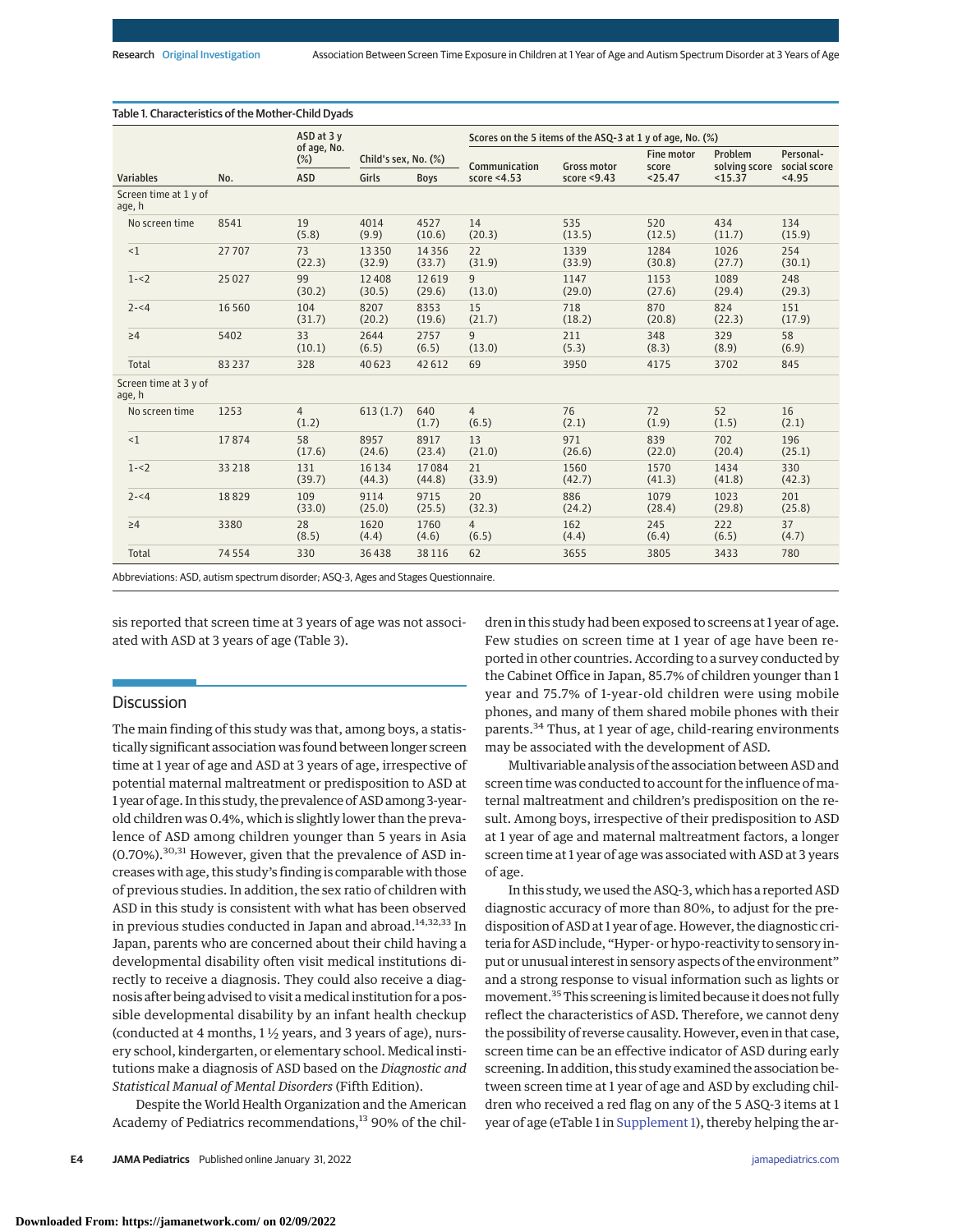Table 1. Characteristics of the Mother-Child Dyads

| Variables | No. | ASD at 3 y of age, No. (%) | Child's sex, No. (%) | | Scores on the 5 items of the ASQ-3 at 1 y of age, No. (%) | | | | |
|---|---|---|---|---|---|---|---|---|---|
| | | ASD | Girls | Boys | Communication score <4.53 | Gross motor score <9.43 | Fine motor score <25.47 | Problem solving score <15.37 | Personal-social score <4.95 |
| Screen time at 1 y of age, h | | | | | | | | | |
| No screen time | 8541 | 19 (5.8) | 4014 (9.9) | 4527 (10.6) | 14 (20.3) | 535 (13.5) | 520 (12.5) | 434 (11.7) | 134 (15.9) |
| <1 | 27 707 | 73 (22.3) | 13 350 (32.9) | 14 356 (33.7) | 22 (31.9) | 1339 (33.9) | 1284 (30.8) | 1026 (27.7) | 254 (30.1) |
| 1-<2 | 25 027 | 99 (30.2) | 12 408 (30.5) | 12 619 (29.6) | 9 (13.0) | 1147 (29.0) | 1153 (27.6) | 1089 (29.4) | 248 (29.3) |
| 2-<4 | 16 560 | 104 (31.7) | 8207 (20.2) | 8353 (19.6) | 15 (21.7) | 718 (18.2) | 870 (20.8) | 824 (22.3) | 151 (17.9) |
| ≥4 | 5402 | 33 (10.1) | 2644 (6.5) | 2757 (6.5) | 9 (13.0) | 211 (5.3) | 348 (8.3) | 329 (8.9) | 58 (6.9) |
| Total | 83 237 | 328 | 40 623 | 42 612 | 69 | 3950 | 4175 | 3702 | 845 |
| Screen time at 3 y of age, h | | | | | | | | | |
| No screen time | 1253 | 4 (1.2) | 613 (1.7) | 640 (1.7) | 4 (6.5) | 76 (2.1) | 72 (1.9) | 52 (1.5) | 16 (2.1) |
| <1 | 17 874 | 58 (17.6) | 8957 (24.6) | 8917 (23.4) | 13 (21.0) | 971 (26.6) | 839 (22.0) | 702 (20.4) | 196 (25.1) |
| 1-<2 | 33 218 | 131 (39.7) | 16 134 (44.3) | 17 084 (44.8) | 21 (33.9) | 1560 (42.7) | 1570 (41.3) | 1434 (41.8) | 330 (42.3) |
| 2-<4 | 18 829 | 109 (33.0) | 9114 (25.0) | 9715 (25.5) | 20 (32.3) | 886 (24.2) | 1079 (28.4) | 1023 (29.8) | 201 (25.8) |
| ≥4 | 3380 | 28 (8.5) | 1620 (4.4) | 1760 (4.6) | 4 (6.5) | 162 (4.4) | 245 (6.4) | 222 (6.5) | 37 (4.7) |
| Total | 74 554 | 330 | 36 438 | 38 116 | 62 | 3655 | 3805 | 3433 | 780 |

Abbreviations: ASD, autism spectrum disorder; ASQ-3, Ages and Stages Questionnaire.

sis reported that screen time at 3 years of age was not associated with ASD at 3 years of age (Table 3).

## Discussion

The main finding of this study was that, among boys, a statistically significant association was found between longer screen time at 1 year of age and ASD at 3 years of age, irrespective of potential maternal maltreatment or predisposition to ASD at 1 year of age. In this study, the prevalence of ASD among 3-year-old children was 0.4%, which is slightly lower than the prevalence of ASD among children younger than 5 years in Asia (0.70%).[30,31] However, given that the prevalence of ASD increases with age, this study's finding is comparable with those of previous studies. In addition, the sex ratio of children with ASD in this study is consistent with what has been observed in previous studies conducted in Japan and abroad.[14,32,33] In Japan, parents who are concerned about their child having a developmental disability often visit medical institutions directly to receive a diagnosis. They could also receive a diagnosis after being advised to visit a medical institution for a possible developmental disability by an infant health checkup (conducted at 4 months, 1 ½ years, and 3 years of age), nursery school, kindergarten, or elementary school. Medical institutions make a diagnosis of ASD based on the *Diagnostic and Statistical Manual of Mental Disorders* (Fifth Edition).

Despite the World Health Organization and the American Academy of Pediatrics recommendations,[13] 90% of the children in this study had been exposed to screens at 1 year of age. Few studies on screen time at 1 year of age have been reported in other countries. According to a survey conducted by the Cabinet Office in Japan, 85.7% of children younger than 1 year and 75.7% of 1-year-old children were using mobile phones, and many of them shared mobile phones with their parents.[34] Thus, at 1 year of age, child-rearing environments may be associated with the development of ASD.

Multivariable analysis of the association between ASD and screen time was conducted to account for the influence of maternal maltreatment and children's predisposition on the result. Among boys, irrespective of their predisposition to ASD at 1 year of age and maternal maltreatment factors, a longer screen time at 1 year of age was associated with ASD at 3 years of age.

In this study, we used the ASQ-3, which has a reported ASD diagnostic accuracy of more than 80%, to adjust for the predisposition of ASD at 1 year of age. However, the diagnostic criteria for ASD include, "Hyper- or hypo-reactivity to sensory input or unusual interest in sensory aspects of the environment" and a strong response to visual information such as lights or movement.[35] This screening is limited because it does not fully reflect the characteristics of ASD. Therefore, we cannot deny the possibility of reverse causality. However, even in that case, screen time can be an effective indicator of ASD during early screening. In addition, this study examined the association between screen time at 1 year of age and ASD by excluding children who received a red flag on any of the 5 ASQ-3 items at 1 year of age (eTable 1 in Supplement 1), thereby helping the ar-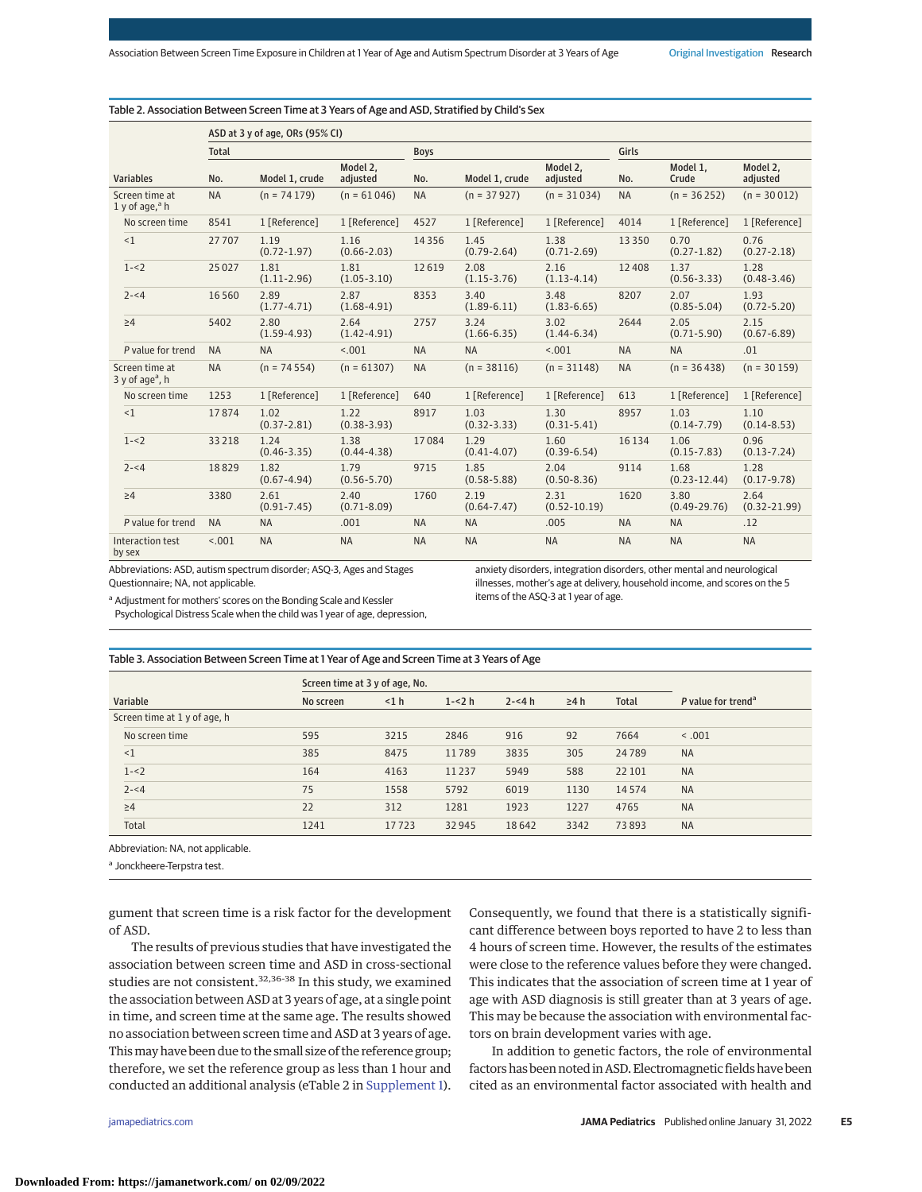Table 2. Association Between Screen Time at 3 Years of Age and ASD, Stratified by Child's Sex

| Variables | ASD at 3 y of age, ORs (95% CI) | | | | | | | | |
|---|---|---|---|---|---|---|---|---|---|
| | Total | | | Boys | | | Girls | | |
| | No. | Model 1, crude | Model 2, adjusted | No. | Model 1, crude | Model 2, adjusted | No. | Model 1, Crude | Model 2, adjusted |
| Screen time at 1 y of age,[a] h | NA | (n = 74 179) | (n = 61 046) | NA | (n = 37 927) | (n = 31 034) | NA | (n = 36 252) | (n = 30 012) |
| No screen time | 8541 | 1 [Reference] | 1 [Reference] | 4527 | 1 [Reference] | 1 [Reference] | 4014 | 1 [Reference] | 1 [Reference] |
| <1 | 27 707 | 1.19 (0.72-1.97) | 1.16 (0.66-2.03) | 14 356 | 1.45 (0.79-2.64) | 1.38 (0.71-2.69) | 13 350 | 0.70 (0.27-1.82) | 0.76 (0.27-2.18) |
| 1-<2 | 25 027 | 1.81 (1.11-2.96) | 1.81 (1.05-3.10) | 12 619 | 2.08 (1.15-3.76) | 2.16 (1.13-4.14) | 12 408 | 1.37 (0.56-3.33) | 1.28 (0.48-3.46) |
| 2-<4 | 16 560 | 2.89 (1.77-4.71) | 2.87 (1.68-4.91) | 8353 | 3.40 (1.89-6.11) | 3.48 (1.83-6.65) | 8207 | 2.07 (0.85-5.04) | 1.93 (0.72-5.20) |
| ≥4 | 5402 | 2.80 (1.59-4.93) | 2.64 (1.42-4.91) | 2757 | 3.24 (1.66-6.35) | 3.02 (1.44-6.34) | 2644 | 2.05 (0.71-5.90) | 2.15 (0.67-6.89) |
| P value for trend | NA | NA | <.001 | NA | NA | <.001 | NA | NA | .01 |
| Screen time at 3 y of age[a], h | NA | (n = 74 554) | (n = 61307) | NA | (n = 38116) | (n = 31148) | NA | (n = 36 438) | (n = 30 159) |
| No screen time | 1253 | 1 [Reference] | 1 [Reference] | 640 | 1 [Reference] | 1 [Reference] | 613 | 1 [Reference] | 1 [Reference] |
| <1 | 17 874 | 1.02 (0.37-2.81) | 1.22 (0.38-3.93) | 8917 | 1.03 (0.32-3.33) | 1.30 (0.31-5.41) | 8957 | 1.03 (0.14-7.79) | 1.10 (0.14-8.53) |
| 1-<2 | 33 218 | 1.24 (0.46-3.35) | 1.38 (0.44-4.38) | 17 084 | 1.29 (0.41-4.07) | 1.60 (0.39-6.54) | 16 134 | 1.06 (0.15-7.83) | 0.96 (0.13-7.24) |
| 2-<4 | 18 829 | 1.82 (0.67-4.94) | 1.79 (0.56-5.70) | 9715 | 1.85 (0.58-5.88) | 2.04 (0.50-8.36) | 9114 | 1.68 (0.23-12.44) | 1.28 (0.17-9.78) |
| ≥4 | 3380 | 2.61 (0.91-7.45) | 2.40 (0.71-8.09) | 1760 | 2.19 (0.64-7.47) | 2.31 (0.52-10.19) | 1620 | 3.80 (0.49-29.76) | 2.64 (0.32-21.99) |
| P value for trend | NA | NA | .001 | NA | NA | .005 | NA | NA | .12 |
| Interaction test by sex | <.001 | NA | NA | NA | NA | NA | NA | NA | NA |

Abbreviations: ASD, autism spectrum disorder; ASQ-3, Ages and Stages Questionnaire; NA, not applicable.

[a] Adjustment for mothers' scores on the Bonding Scale and Kessler Psychological Distress Scale when the child was 1 year of age, depression, anxiety disorders, integration disorders, other mental and neurological illnesses, mother's age at delivery, household income, and scores on the 5 items of the ASQ-3 at 1 year of age.

Table 3. Association Between Screen Time at 1 Year of Age and Screen Time at 3 Years of Age

| Variable | Screen time at 3 y of age, No. | | | | | | P value for trend[a] |
|---|---|---|---|---|---|---|---|
| | No screen | <1 h | 1-<2 h | 2-<4 h | ≥4 h | Total | |
| Screen time at 1 y of age, h | | | | | | | |
| No screen time | 595 | 3215 | 2846 | 916 | 92 | 7664 | < .001 |
| <1 | 385 | 8475 | 11 789 | 3835 | 305 | 24 789 | NA |
| 1-<2 | 164 | 4163 | 11 237 | 5949 | 588 | 22 101 | NA |
| 2-<4 | 75 | 1558 | 5792 | 6019 | 1130 | 14 574 | NA |
| ≥4 | 22 | 312 | 1281 | 1923 | 1227 | 4765 | NA |
| Total | 1241 | 17 723 | 32 945 | 18 642 | 3342 | 73 893 | NA |

Abbreviation: NA, not applicable.

[a] Jonckheere-Terpstra test.

gument that screen time is a risk factor for the development of ASD.

The results of previous studies that have investigated the association between screen time and ASD in cross-sectional studies are not consistent.[32,36-38] In this study, we examined the association between ASD at 3 years of age, at a single point in time, and screen time at the same age. The results showed no association between screen time and ASD at 3 years of age. This may have been due to the small size of the reference group; therefore, we set the reference group as less than 1 hour and conducted an additional analysis (eTable 2 in Supplement 1). Consequently, we found that there is a statistically significant difference between boys reported to have 2 to less than 4 hours of screen time. However, the results of the estimates were close to the reference values before they were changed. This indicates that the association of screen time at 1 year of age with ASD diagnosis is still greater than at 3 years of age. This may be because the association with environmental factors on brain development varies with age.

In addition to genetic factors, the role of environmental factors has been noted in ASD. Electromagnetic fields have been cited as an environmental factor associated with health and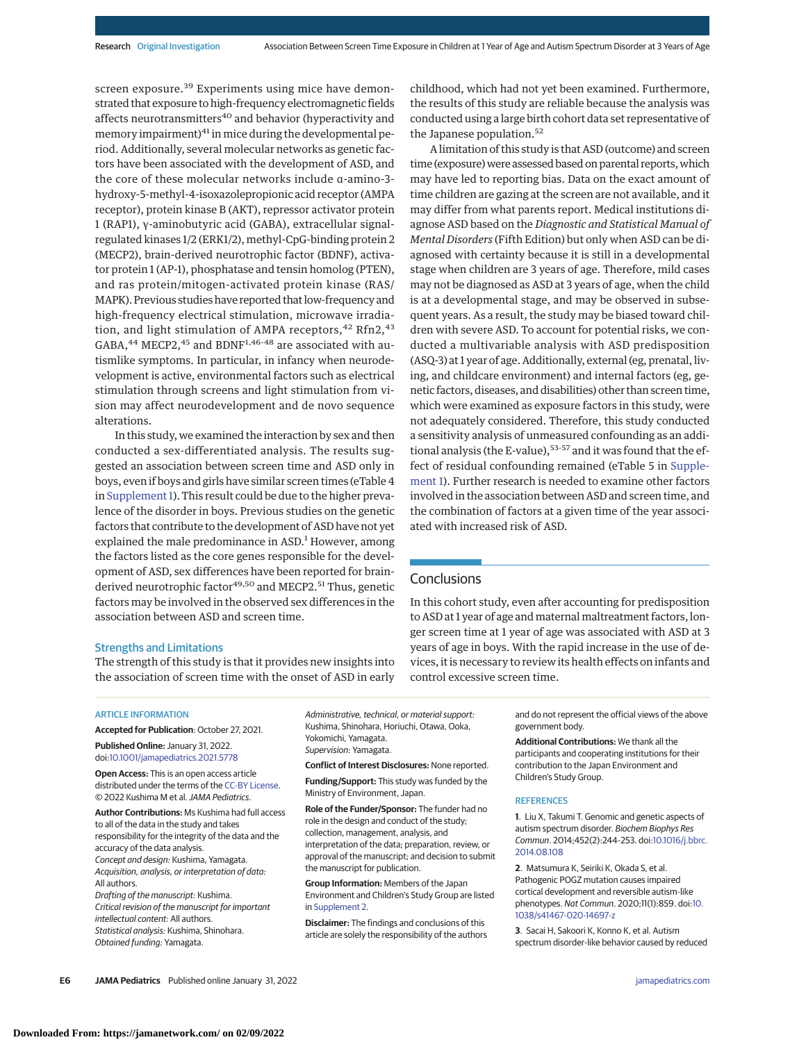screen exposure.[39] Experiments using mice have demonstrated that exposure to high-frequency electromagnetic fields affects neurotransmitters[40] and behavior (hyperactivity and memory impairment)[41] in mice during the developmental period. Additionally, several molecular networks as genetic factors have been associated with the development of ASD, and the core of these molecular networks include α-amino-3-hydroxy-5-methyl-4-isoxazolepropionic acid receptor (AMPA receptor), protein kinase B (AKT), repressor activator protein 1 (RAP1), γ-aminobutyric acid (GABA), extracellular signal-regulated kinases 1/2 (ERK1/2), methyl-CpG-binding protein 2 (MECP2), brain-derived neurotrophic factor (BDNF), activator protein 1 (AP-1), phosphatase and tensin homolog (PTEN), and ras protein/mitogen-activated protein kinase (RAS/MAPK). Previous studies have reported that low-frequency and high-frequency electrical stimulation, microwave irradiation, and light stimulation of AMPA receptors,[42] Rfn2,[43] GABA,[44] MECP2,[45] and BDNF[1,46-48] are associated with autismlike symptoms. In particular, in infancy when neurodevelopment is active, environmental factors such as electrical stimulation through screens and light stimulation from vision may affect neurodevelopment and de novo sequence alterations.

In this study, we examined the interaction by sex and then conducted a sex-differentiated analysis. The results suggested an association between screen time and ASD only in boys, even if boys and girls have similar screen times (eTable 4 in Supplement 1). This result could be due to the higher prevalence of the disorder in boys. Previous studies on the genetic factors that contribute to the development of ASD have not yet explained the male predominance in ASD.[1] However, among the factors listed as the core genes responsible for the development of ASD, sex differences have been reported for brain-derived neurotrophic factor[49,50] and MECP2.[51] Thus, genetic factors may be involved in the observed sex differences in the association between ASD and screen time.

### Strengths and Limitations

The strength of this study is that it provides new insights into the association of screen time with the onset of ASD in early childhood, which had not yet been examined. Furthermore, the results of this study are reliable because the analysis was conducted using a large birth cohort data set representative of the Japanese population.[52]

A limitation of this study is that ASD (outcome) and screen time (exposure) were assessed based on parental reports, which may have led to reporting bias. Data on the exact amount of time children are gazing at the screen are not available, and it may differ from what parents report. Medical institutions diagnose ASD based on the *Diagnostic and Statistical Manual of Mental Disorders* (Fifth Edition) but only when ASD can be diagnosed with certainty because it is still in a developmental stage when children are 3 years of age. Therefore, mild cases may not be diagnosed as ASD at 3 years of age, when the child is at a developmental stage, and may be observed in subsequent years. As a result, the study may be biased toward children with severe ASD. To account for potential risks, we conducted a multivariable analysis with ASD predisposition (ASQ-3) at 1 year of age. Additionally, external (eg, prenatal, living, and childcare environment) and internal factors (eg, genetic factors, diseases, and disabilities) other than screen time, which were examined as exposure factors in this study, were not adequately considered. Therefore, this study conducted a sensitivity analysis of unmeasured confounding as an additional analysis (the E-value),[53-57] and it was found that the effect of residual confounding remained (eTable 5 in Supplement 1). Further research is needed to examine other factors involved in the association between ASD and screen time, and the combination of factors at a given time of the year associated with increased risk of ASD.

## Conclusions

In this cohort study, even after accounting for predisposition to ASD at 1 year of age and maternal maltreatment factors, longer screen time at 1 year of age was associated with ASD at 3 years of age in boys. With the rapid increase in the use of devices, it is necessary to review its health effects on infants and control excessive screen time.

ARTICLE INFORMATION

**Accepted for Publication**: October 27, 2021.

**Published Online:** January 31, 2022. doi:10.1001/jamapediatrics.2021.5778

**Open Access:** This is an open access article distributed under the terms of the CC-BY License. © 2022 Kushima M et al. *JAMA Pediatrics*.

**Author Contributions:** Ms Kushima had full access to all of the data in the study and takes responsibility for the integrity of the data and the accuracy of the data analysis.
*Concept and design:* Kushima, Yamagata.
*Acquisition, analysis, or interpretation of data:* All authors.
*Drafting of the manuscript:* Kushima.
*Critical revision of the manuscript for important intellectual content:* All authors.
*Statistical analysis:* Kushima, Shinohara.
*Obtained funding:* Yamagata.
*Administrative, technical, or material support:* Kushima, Shinohara, Horiuchi, Otawa, Ooka, Yokomichi, Yamagata.
*Supervision:* Yamagata.

**Conflict of Interest Disclosures:** None reported.

**Funding/Support:** This study was funded by the Ministry of Environment, Japan.

**Role of the Funder/Sponsor:** The funder had no role in the design and conduct of the study; collection, management, analysis, and interpretation of the data; preparation, review, or approval of the manuscript; and decision to submit the manuscript for publication.

**Group Information:** Members of the Japan Environment and Children's Study Group are listed in Supplement 2.

**Disclaimer:** The findings and conclusions of this article are solely the responsibility of the authors and do not represent the official views of the above government body.

**Additional Contributions:** We thank all the participants and cooperating institutions for their contribution to the Japan Environment and Children's Study Group.

REFERENCES

1. Liu X, Takumi T. Genomic and genetic aspects of autism spectrum disorder. *Biochem Biophys Res Commun*. 2014;452(2):244-253. doi:10.1016/j.bbrc.2014.08.108

2. Matsumura K, Seiriki K, Okada S, et al. Pathogenic POGZ mutation causes impaired cortical development and reversible autism-like phenotypes. *Nat Commun*. 2020;11(1):859. doi:10.1038/s41467-020-14697-z

3. Sacai H, Sakoori K, Konno K, et al. Autism spectrum disorder-like behavior caused by reduced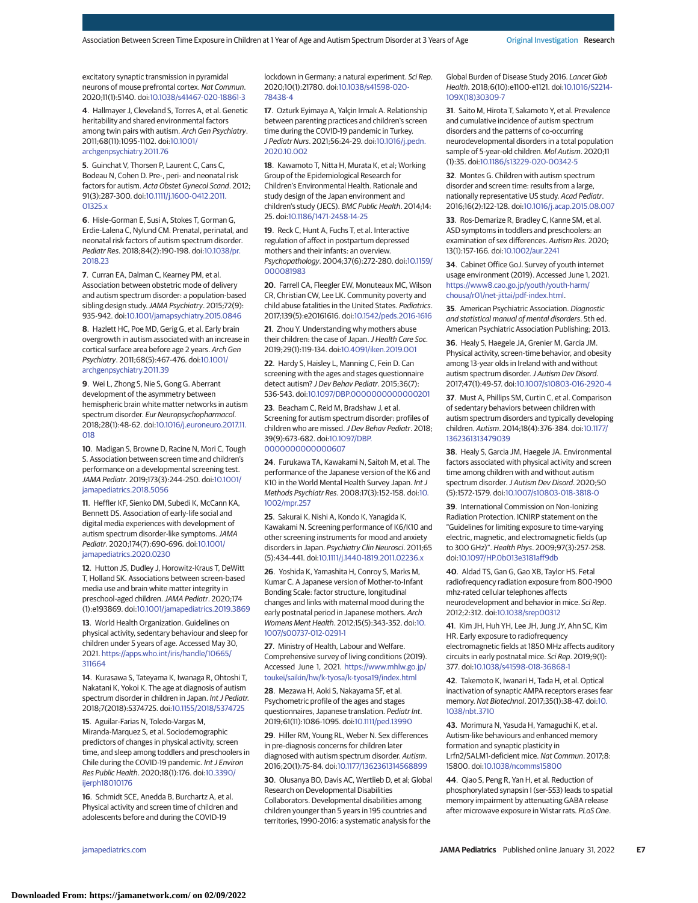excitatory synaptic transmission in pyramidal neurons of mouse prefrontal cortex. *Nat Commun*. 2020;11(1):5140. doi:10.1038/s41467-020-18861-3

4. Hallmayer J, Cleveland S, Torres A, et al. Genetic heritability and shared environmental factors among twin pairs with autism. *Arch Gen Psychiatry*. 2011;68(11):1095-1102. doi:10.1001/archgenpsychiatry.2011.76

5. Guinchat V, Thorsen P, Laurent C, Cans C, Bodeau N, Cohen D. Pre-, peri- and neonatal risk factors for autism. *Acta Obstet Gynecol Scand*. 2012; 91(3):287-300. doi:10.1111/j.1600-0412.2011.01325.x

6. Hisle-Gorman E, Susi A, Stokes T, Gorman G, Erdie-Lalena C, Nylund CM. Prenatal, perinatal, and neonatal risk factors of autism spectrum disorder. *Pediatr Res*. 2018;84(2):190-198. doi:10.1038/pr.2018.23

7. Curran EA, Dalman C, Kearney PM, et al. Association between obstetric mode of delivery and autism spectrum disorder: a population-based sibling design study. *JAMA Psychiatry*. 2015;72(9): 935-942. doi:10.1001/jamapsychiatry.2015.0846

8. Hazlett HC, Poe MD, Gerig G, et al. Early brain overgrowth in autism associated with an increase in cortical surface area before age 2 years. *Arch Gen Psychiatry*. 2011;68(5):467-476. doi:10.1001/archgenpsychiatry.2011.39

9. Wei L, Zhong S, Nie S, Gong G. Aberrant development of the asymmetry between hemispheric brain white matter networks in autism spectrum disorder. *Eur Neuropsychopharmacol*. 2018;28(1):48-62. doi:10.1016/j.euroneuro.2017.11.018

10. Madigan S, Browne D, Racine N, Mori C, Tough S. Association between screen time and children's performance on a developmental screening test. *JAMA Pediatr*. 2019;173(3):244-250. doi:10.1001/jamapediatrics.2018.5056

11. Heffler KF, Sienko DM, Subedi K, McCann KA, Bennett DS. Association of early-life social and digital media experiences with development of autism spectrum disorder-like symptoms. *JAMA Pediatr*. 2020;174(7):690-696. doi:10.1001/jamapediatrics.2020.0230

12. Hutton JS, Dudley J, Horowitz-Kraus T, DeWitt T, Holland SK. Associations between screen-based media use and brain white matter integrity in preschool-aged children. *JAMA Pediatr*. 2020;174 (1):e193869. doi:10.1001/jamapediatrics.2019.3869

13. World Health Organization. Guidelines on physical activity, sedentary behaviour and sleep for children under 5 years of age. Accessed May 30, 2021. https://apps.who.int/iris/handle/10665/311664

14. Kurasawa S, Tateyama K, Iwanaga R, Ohtoshi T, Nakatani K, Yokoi K. The age at diagnosis of autism spectrum disorder in children in Japan. *Int J Pediatr*. 2018;7(2018):5374725. doi:10.1155/2018/5374725

15. Aguilar-Farias N, Toledo-Vargas M, Miranda-Marquez S, et al. Sociodemographic predictors of changes in physical activity, screen time, and sleep among toddlers and preschoolers in Chile during the COVID-19 pandemic. *Int J Environ Res Public Health*. 2020;18(1):176. doi:10.3390/ijerph18010176

16. Schmidt SCE, Anedda B, Burchartz A, et al. Physical activity and screen time of children and adolescents before and during the COVID-19 lockdown in Germany: a natural experiment. *Sci Rep*. 2020;10(1):21780. doi:10.1038/s41598-020-78438-4

17. Ozturk Eyimaya A, Yalçin Irmak A. Relationship between parenting practices and children's screen time during the COVID-19 pandemic in Turkey. *J Pediatr Nurs*. 2021;56:24-29. doi:10.1016/j.pedn.2020.10.002

18. Kawamoto T, Nitta H, Murata K, et al; Working Group of the Epidemiological Research for Children's Environmental Health. Rationale and study design of the Japan environment and children's study (JECS). *BMC Public Health*. 2014;14: 25. doi:10.1186/1471-2458-14-25

19. Reck C, Hunt A, Fuchs T, et al. Interactive regulation of affect in postpartum depressed mothers and their infants: an overview. *Psychopathology*. 2004;37(6):272-280. doi:10.1159/000081983

20. Farrell CA, Fleegler EW, Monuteaux MC, Wilson CR, Christian CW, Lee LK. Community poverty and child abuse fatalities in the United States. *Pediatrics*. 2017;139(5):e20161616. doi:10.1542/peds.2016-1616

21. Zhou Y. Understanding why mothers abuse their children: the case of Japan. *J Health Care Soc*. 2019;29(1):119-134. doi:10.4091/iken.2019.001

22. Hardy S, Haisley L, Manning C, Fein D. Can screening with the ages and stages questionnaire detect autism? *J Dev Behav Pediatr*. 2015;36(7): 536-543. doi:10.1097/DBP.0000000000000201

23. Beacham C, Reid M, Bradshaw J, et al. Screening for autism spectrum disorder: profiles of children who are missed. *J Dev Behav Pediatr*. 2018; 39(9):673-682. doi:10.1097/DBP.0000000000000607

24. Furukawa TA, Kawakami N, Saitoh M, et al. The performance of the Japanese version of the K6 and K10 in the World Mental Health Survey Japan. *Int J Methods Psychiatr Res*. 2008;17(3):152-158. doi:10.1002/mpr.257

25. Sakurai K, Nishi A, Kondo K, Yanagida K, Kawakami N. Screening performance of K6/K10 and other screening instruments for mood and anxiety disorders in Japan. *Psychiatry Clin Neurosci*. 2011;65 (5):434-441. doi:10.1111/j.1440-1819.2011.02236.x

26. Yoshida K, Yamashita H, Conroy S, Marks M, Kumar C. A Japanese version of Mother-to-Infant Bonding Scale: factor structure, longitudinal changes and links with maternal mood during the early postnatal period in Japanese mothers. *Arch Womens Ment Health*. 2012;15(5):343-352. doi:10.1007/s00737-012-0291-1

27. Ministry of Health, Labour and Welfare. Comprehensive survey of living conditions (2019). Accessed June 1, 2021. https://www.mhlw.go.jp/toukei/saikin/hw/k-tyosa/k-tyosa19/index.html

28. Mezawa H, Aoki S, Nakayama SF, et al. Psychometric profile of the ages and stages questionnaires, Japanese translation. *Pediatr Int*. 2019;61(11):1086-1095. doi:10.1111/ped.13990

29. Hiller RM, Young RL, Weber N. Sex differences in pre-diagnosis concerns for children later diagnosed with autism spectrum disorder. *Autism*. 2016;20(1):75-84. doi:10.1177/1362361314568899

30. Olusanya BO, Davis AC, Wertlieb D, et al; Global Research on Developmental Disabilities Collaborators. Developmental disabilities among children younger than 5 years in 195 countries and territories, 1990-2016: a systematic analysis for the Global Burden of Disease Study 2016. *Lancet Glob Health*. 2018;6(10):e1100-e1121. doi:10.1016/S2214-109X(18)30309-7

31. Saito M, Hirota T, Sakamoto Y, et al. Prevalence and cumulative incidence of autism spectrum disorders and the patterns of co-occurring neurodevelopmental disorders in a total population sample of 5-year-old children. *Mol Autism*. 2020;11 (1):35. doi:10.1186/s13229-020-00342-5

32. Montes G. Children with autism spectrum disorder and screen time: results from a large, nationally representative US study. *Acad Pediatr*. 2016;16(2):122-128. doi:10.1016/j.acap.2015.08.007

33. Ros-Demarize R, Bradley C, Kanne SM, et al. ASD symptoms in toddlers and preschoolers: an examination of sex differences. *Autism Res*. 2020; 13(1):157-166. doi:10.1002/aur.2241

34. Cabinet Office GoJ. Survey of youth internet usage environment (2019). Accessed June 1, 2021. https://www8.cao.go.jp/youth/youth-harm/chousa/r01/net-jittai/pdf-index.html

35. American Psychiatric Association. *Diagnostic and statistical manual of mental disorders*. 5th ed. American Psychiatric Association Publishing; 2013.

36. Healy S, Haegele JA, Grenier M, Garcia JM. Physical activity, screen-time behavior, and obesity among 13-year olds in Ireland with and without autism spectrum disorder. *J Autism Dev Disord*. 2017;47(1):49-57. doi:10.1007/s10803-016-2920-4

37. Must A, Phillips SM, Curtin C, et al. Comparison of sedentary behaviors between children with autism spectrum disorders and typically developing children. *Autism*. 2014;18(4):376-384. doi:10.1177/1362361313479039

38. Healy S, Garcia JM, Haegele JA. Environmental factors associated with physical activity and screen time among children with and without autism spectrum disorder. *J Autism Dev Disord*. 2020;50 (5):1572-1579. doi:10.1007/s10803-018-3818-0

39. International Commission on Non-Ionizing Radiation Protection. ICNIRP statement on the "Guidelines for limiting exposure to time-varying electric, magnetic, and electromagnetic fields (up to 300 GHz)". *Health Phys*. 2009;97(3):257-258. doi:10.1097/HP.0b013e3181aff9db

40. Aldad TS, Gan G, Gao XB, Taylor HS. Fetal radiofrequency radiation exposure from 800-1900 mhz-rated cellular telephones affects neurodevelopment and behavior in mice. *Sci Rep*. 2012;2:312. doi:10.1038/srep00312

41. Kim JH, Huh YH, Lee JH, Jung JY, Ahn SC, Kim HR. Early exposure to radiofrequency electromagnetic fields at 1850 MHz affects auditory circuits in early postnatal mice. *Sci Rep*. 2019;9(1): 377. doi:10.1038/s41598-018-36868-1

42. Takemoto K, Iwanari H, Tada H, et al. Optical inactivation of synaptic AMPA receptors erases fear memory. *Nat Biotechnol*. 2017;35(1):38-47. doi:10.1038/nbt.3710

43. Morimura N, Yasuda H, Yamaguchi K, et al. Autism-like behaviours and enhanced memory formation and synaptic plasticity in Lrfn2/SALM1-deficient mice. *Nat Commun*. 2017;8: 15800. doi:10.1038/ncomms15800

44. Qiao S, Peng R, Yan H, et al. Reduction of phosphorylated synapsin I (ser-553) leads to spatial memory impairment by attenuating GABA release after microwave exposure in Wistar rats. *PLoS One*.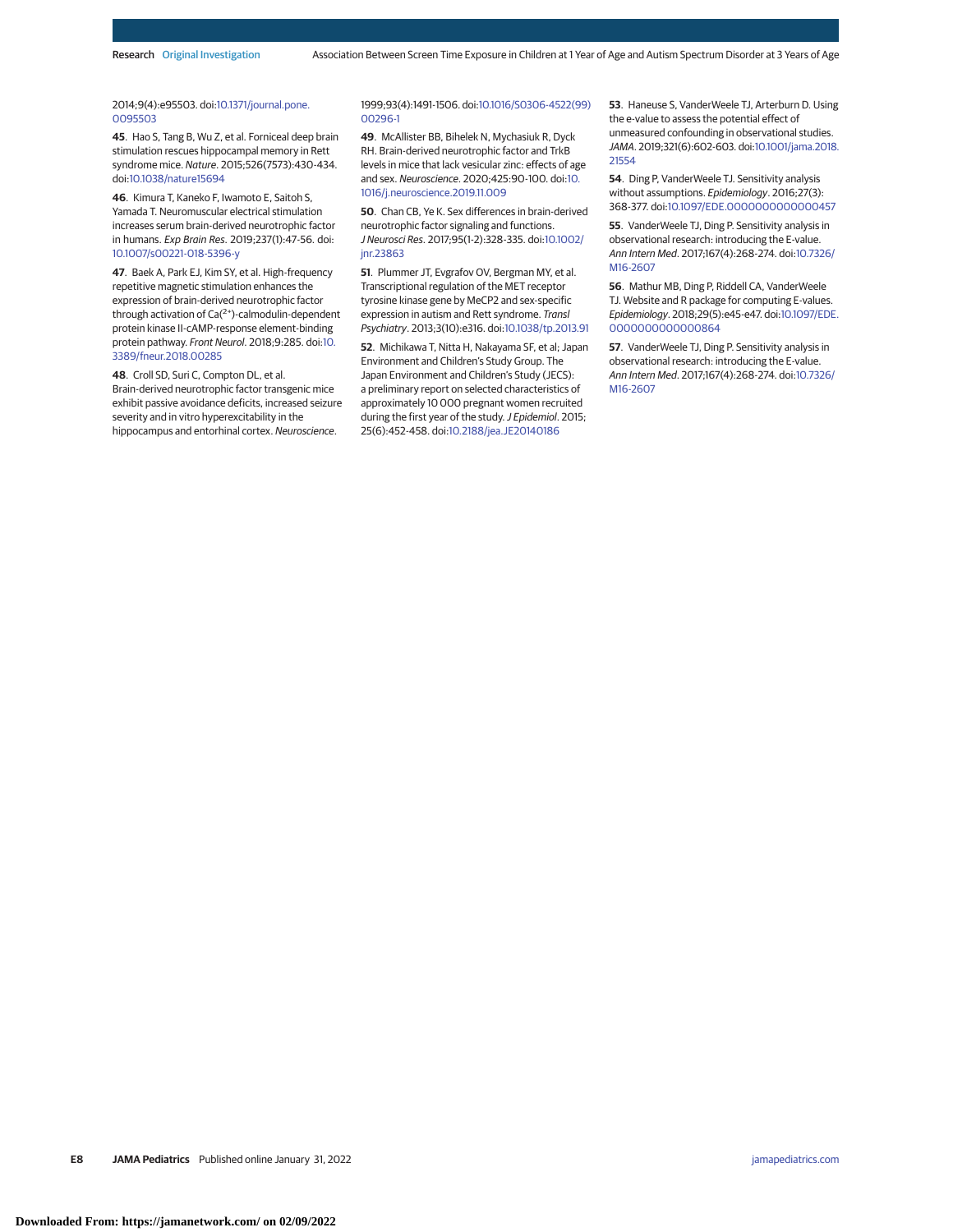2014;9(4):e95503. doi:10.1371/journal.pone.0095503

45. Hao S, Tang B, Wu Z, et al. Forniceal deep brain stimulation rescues hippocampal memory in Rett syndrome mice. *Nature*. 2015;526(7573):430-434. doi:10.1038/nature15694

46. Kimura T, Kaneko F, Iwamoto E, Saitoh S, Yamada T. Neuromuscular electrical stimulation increases serum brain-derived neurotrophic factor in humans. *Exp Brain Res*. 2019;237(1):47-56. doi:10.1007/s00221-018-5396-y

47. Baek A, Park EJ, Kim SY, et al. High-frequency repetitive magnetic stimulation enhances the expression of brain-derived neurotrophic factor through activation of $Ca^{2+}$-calmodulin-dependent protein kinase II-cAMP-response element-binding protein pathway. *Front Neurol*. 2018;9:285. doi:10.3389/fneur.2018.00285

48. Croll SD, Suri C, Compton DL, et al. Brain-derived neurotrophic factor transgenic mice exhibit passive avoidance deficits, increased seizure severity and in vitro hyperexcitability in the hippocampus and entorhinal cortex. *Neuroscience*. 1999;93(4):1491-1506. doi:10.1016/S0306-4522(99)00296-1

49. McAllister BB, Bihelek N, Mychasiuk R, Dyck RH. Brain-derived neurotrophic factor and TrkB levels in mice that lack vesicular zinc: effects of age and sex. *Neuroscience*. 2020;425:90-100. doi:10.1016/j.neuroscience.2019.11.009

50. Chan CB, Ye K. Sex differences in brain-derived neurotrophic factor signaling and functions. *J Neurosci Res*. 2017;95(1-2):328-335. doi:10.1002/jnr.23863

51. Plummer JT, Evgrafov OV, Bergman MY, et al. Transcriptional regulation of the MET receptor tyrosine kinase gene by MeCP2 and sex-specific expression in autism and Rett syndrome. *Transl Psychiatry*. 2013;3(10):e316. doi:10.1038/tp.2013.91

52. Michikawa T, Nitta H, Nakayama SF, et al; Japan Environment and Children's Study Group. The Japan Environment and Children's Study (JECS): a preliminary report on selected characteristics of approximately 10 000 pregnant women recruited during the first year of the study. *J Epidemiol*. 2015;25(6):452-458. doi:10.2188/jea.JE20140186

53. Haneuse S, VanderWeele TJ, Arterburn D. Using the e-value to assess the potential effect of unmeasured confounding in observational studies. *JAMA*. 2019;321(6):602-603. doi:10.1001/jama.2018.21554

54. Ding P, VanderWeele TJ. Sensitivity analysis without assumptions. *Epidemiology*. 2016;27(3):368-377. doi:10.1097/EDE.0000000000000457

55. VanderWeele TJ, Ding P. Sensitivity analysis in observational research: introducing the E-value. *Ann Intern Med*. 2017;167(4):268-274. doi:10.7326/M16-2607

56. Mathur MB, Ding P, Riddell CA, VanderWeele TJ. Website and R package for computing E-values. *Epidemiology*. 2018;29(5):e45-e47. doi:10.1097/EDE.0000000000000864

57. VanderWeele TJ, Ding P. Sensitivity analysis in observational research: introducing the E-value. *Ann Intern Med*. 2017;167(4):268-274. doi:10.7326/M16-2607